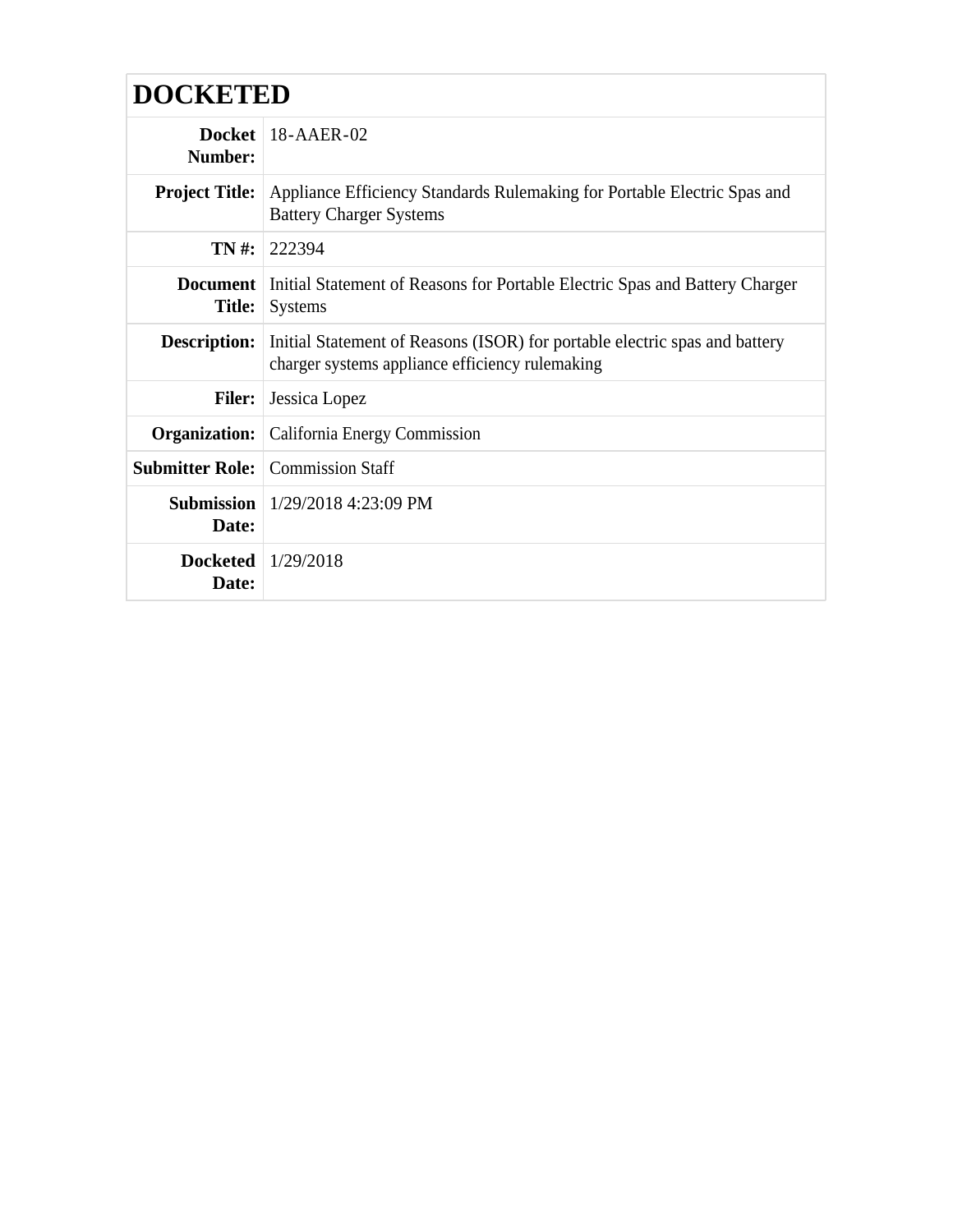# DOCKETED

| | |
|---|---|
| **Docket Number:** | 18-AAER-02 |
| **Project Title:** | Appliance Efficiency Standards Rulemaking for Portable Electric Spas and Battery Charger Systems |
| **TN #:** | 222394 |
| **Document Title:** | Initial Statement of Reasons for Portable Electric Spas and Battery Charger Systems |
| **Description:** | Initial Statement of Reasons (ISOR) for portable electric spas and battery charger systems appliance efficiency rulemaking |
| **Filer:** | Jessica Lopez |
| **Organization:** | California Energy Commission |
| **Submitter Role:** | Commission Staff |
| **Submission Date:** | 1/29/2018 4:23:09 PM |
| **Docketed Date:** | 1/29/2018 |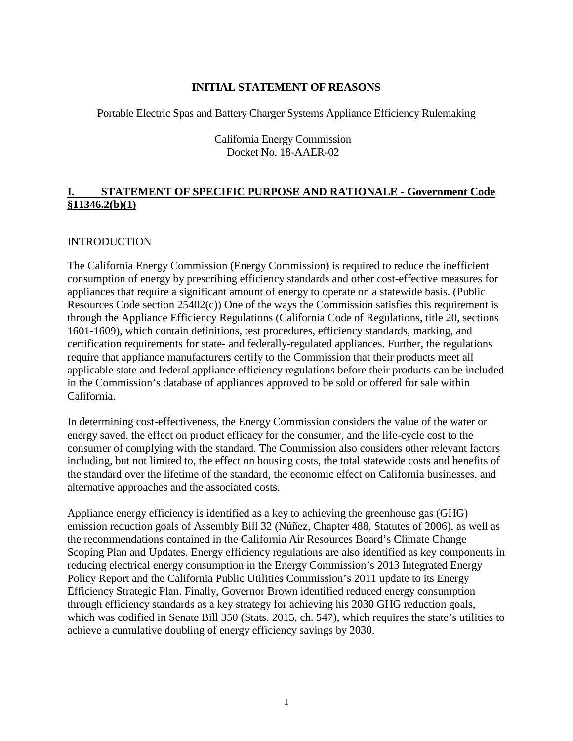# INITIAL STATEMENT OF REASONS

Portable Electric Spas and Battery Charger Systems Appliance Efficiency Rulemaking

California Energy Commission
Docket No. 18-AAER-02

## I. STATEMENT OF SPECIFIC PURPOSE AND RATIONALE - Government Code §11346.2(b)(1)

### INTRODUCTION

The California Energy Commission (Energy Commission) is required to reduce the inefficient consumption of energy by prescribing efficiency standards and other cost-effective measures for appliances that require a significant amount of energy to operate on a statewide basis. (Public Resources Code section 25402(c)) One of the ways the Commission satisfies this requirement is through the Appliance Efficiency Regulations (California Code of Regulations, title 20, sections 1601-1609), which contain definitions, test procedures, efficiency standards, marking, and certification requirements for state- and federally-regulated appliances. Further, the regulations require that appliance manufacturers certify to the Commission that their products meet all applicable state and federal appliance efficiency regulations before their products can be included in the Commission's database of appliances approved to be sold or offered for sale within California.

In determining cost-effectiveness, the Energy Commission considers the value of the water or energy saved, the effect on product efficacy for the consumer, and the life-cycle cost to the consumer of complying with the standard. The Commission also considers other relevant factors including, but not limited to, the effect on housing costs, the total statewide costs and benefits of the standard over the lifetime of the standard, the economic effect on California businesses, and alternative approaches and the associated costs.

Appliance energy efficiency is identified as a key to achieving the greenhouse gas (GHG) emission reduction goals of Assembly Bill 32 (Núñez, Chapter 488, Statutes of 2006), as well as the recommendations contained in the California Air Resources Board's Climate Change Scoping Plan and Updates. Energy efficiency regulations are also identified as key components in reducing electrical energy consumption in the Energy Commission's 2013 Integrated Energy Policy Report and the California Public Utilities Commission's 2011 update to its Energy Efficiency Strategic Plan. Finally, Governor Brown identified reduced energy consumption through efficiency standards as a key strategy for achieving his 2030 GHG reduction goals, which was codified in Senate Bill 350 (Stats. 2015, ch. 547), which requires the state's utilities to achieve a cumulative doubling of energy efficiency savings by 2030.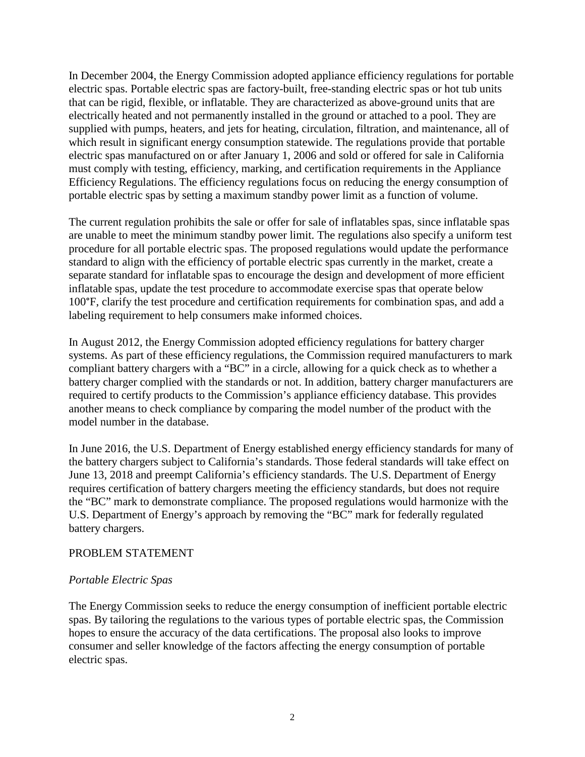In December 2004, the Energy Commission adopted appliance efficiency regulations for portable electric spas. Portable electric spas are factory-built, free-standing electric spas or hot tub units that can be rigid, flexible, or inflatable. They are characterized as above-ground units that are electrically heated and not permanently installed in the ground or attached to a pool. They are supplied with pumps, heaters, and jets for heating, circulation, filtration, and maintenance, all of which result in significant energy consumption statewide. The regulations provide that portable electric spas manufactured on or after January 1, 2006 and sold or offered for sale in California must comply with testing, efficiency, marking, and certification requirements in the Appliance Efficiency Regulations. The efficiency regulations focus on reducing the energy consumption of portable electric spas by setting a maximum standby power limit as a function of volume.

The current regulation prohibits the sale or offer for sale of inflatables spas, since inflatable spas are unable to meet the minimum standby power limit. The regulations also specify a uniform test procedure for all portable electric spas. The proposed regulations would update the performance standard to align with the efficiency of portable electric spas currently in the market, create a separate standard for inflatable spas to encourage the design and development of more efficient inflatable spas, update the test procedure to accommodate exercise spas that operate below 100°F, clarify the test procedure and certification requirements for combination spas, and add a labeling requirement to help consumers make informed choices.

In August 2012, the Energy Commission adopted efficiency regulations for battery charger systems. As part of these efficiency regulations, the Commission required manufacturers to mark compliant battery chargers with a "BC" in a circle, allowing for a quick check as to whether a battery charger complied with the standards or not. In addition, battery charger manufacturers are required to certify products to the Commission's appliance efficiency database. This provides another means to check compliance by comparing the model number of the product with the model number in the database.

In June 2016, the U.S. Department of Energy established energy efficiency standards for many of the battery chargers subject to California's standards. Those federal standards will take effect on June 13, 2018 and preempt California's efficiency standards. The U.S. Department of Energy requires certification of battery chargers meeting the efficiency standards, but does not require the "BC" mark to demonstrate compliance. The proposed regulations would harmonize with the U.S. Department of Energy's approach by removing the "BC" mark for federally regulated battery chargers.

## PROBLEM STATEMENT

### *Portable Electric Spas*

The Energy Commission seeks to reduce the energy consumption of inefficient portable electric spas. By tailoring the regulations to the various types of portable electric spas, the Commission hopes to ensure the accuracy of the data certifications. The proposal also looks to improve consumer and seller knowledge of the factors affecting the energy consumption of portable electric spas.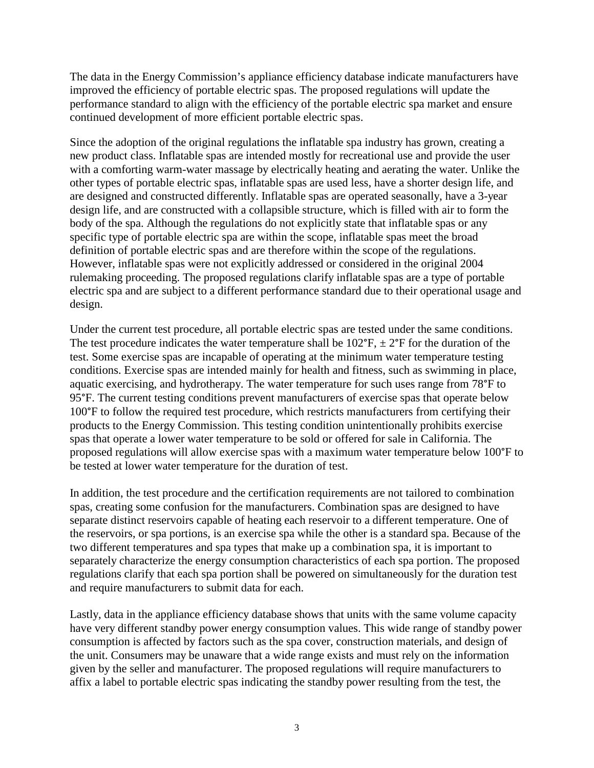The data in the Energy Commission's appliance efficiency database indicate manufacturers have improved the efficiency of portable electric spas. The proposed regulations will update the performance standard to align with the efficiency of the portable electric spa market and ensure continued development of more efficient portable electric spas.

Since the adoption of the original regulations the inflatable spa industry has grown, creating a new product class. Inflatable spas are intended mostly for recreational use and provide the user with a comforting warm-water massage by electrically heating and aerating the water. Unlike the other types of portable electric spas, inflatable spas are used less, have a shorter design life, and are designed and constructed differently. Inflatable spas are operated seasonally, have a 3-year design life, and are constructed with a collapsible structure, which is filled with air to form the body of the spa. Although the regulations do not explicitly state that inflatable spas or any specific type of portable electric spa are within the scope, inflatable spas meet the broad definition of portable electric spas and are therefore within the scope of the regulations. However, inflatable spas were not explicitly addressed or considered in the original 2004 rulemaking proceeding. The proposed regulations clarify inflatable spas are a type of portable electric spa and are subject to a different performance standard due to their operational usage and design.

Under the current test procedure, all portable electric spas are tested under the same conditions. The test procedure indicates the water temperature shall be 102°F, ± 2°F for the duration of the test. Some exercise spas are incapable of operating at the minimum water temperature testing conditions. Exercise spas are intended mainly for health and fitness, such as swimming in place, aquatic exercising, and hydrotherapy. The water temperature for such uses range from 78°F to 95°F. The current testing conditions prevent manufacturers of exercise spas that operate below 100°F to follow the required test procedure, which restricts manufacturers from certifying their products to the Energy Commission. This testing condition unintentionally prohibits exercise spas that operate a lower water temperature to be sold or offered for sale in California. The proposed regulations will allow exercise spas with a maximum water temperature below 100°F to be tested at lower water temperature for the duration of test.

In addition, the test procedure and the certification requirements are not tailored to combination spas, creating some confusion for the manufacturers. Combination spas are designed to have separate distinct reservoirs capable of heating each reservoir to a different temperature. One of the reservoirs, or spa portions, is an exercise spa while the other is a standard spa. Because of the two different temperatures and spa types that make up a combination spa, it is important to separately characterize the energy consumption characteristics of each spa portion. The proposed regulations clarify that each spa portion shall be powered on simultaneously for the duration test and require manufacturers to submit data for each.

Lastly, data in the appliance efficiency database shows that units with the same volume capacity have very different standby power energy consumption values. This wide range of standby power consumption is affected by factors such as the spa cover, construction materials, and design of the unit. Consumers may be unaware that a wide range exists and must rely on the information given by the seller and manufacturer. The proposed regulations will require manufacturers to affix a label to portable electric spas indicating the standby power resulting from the test, the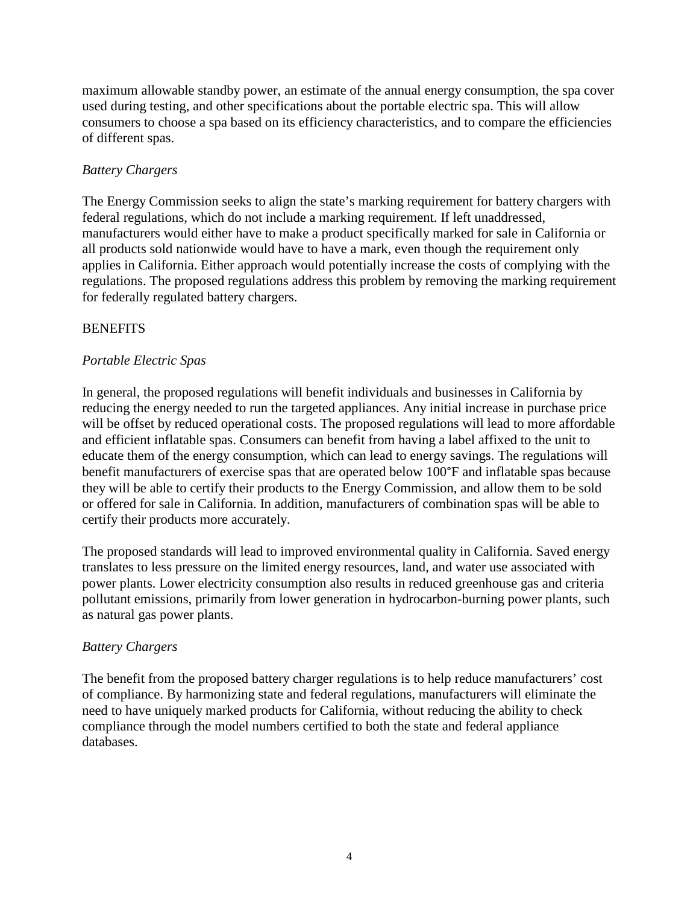maximum allowable standby power, an estimate of the annual energy consumption, the spa cover used during testing, and other specifications about the portable electric spa. This will allow consumers to choose a spa based on its efficiency characteristics, and to compare the efficiencies of different spas.

*Battery Chargers*

The Energy Commission seeks to align the state's marking requirement for battery chargers with federal regulations, which do not include a marking requirement. If left unaddressed, manufacturers would either have to make a product specifically marked for sale in California or all products sold nationwide would have to have a mark, even though the requirement only applies in California. Either approach would potentially increase the costs of complying with the regulations. The proposed regulations address this problem by removing the marking requirement for federally regulated battery chargers.

BENEFITS

*Portable Electric Spas*

In general, the proposed regulations will benefit individuals and businesses in California by reducing the energy needed to run the targeted appliances. Any initial increase in purchase price will be offset by reduced operational costs. The proposed regulations will lead to more affordable and efficient inflatable spas. Consumers can benefit from having a label affixed to the unit to educate them of the energy consumption, which can lead to energy savings. The regulations will benefit manufacturers of exercise spas that are operated below 100°F and inflatable spas because they will be able to certify their products to the Energy Commission, and allow them to be sold or offered for sale in California. In addition, manufacturers of combination spas will be able to certify their products more accurately.

The proposed standards will lead to improved environmental quality in California. Saved energy translates to less pressure on the limited energy resources, land, and water use associated with power plants. Lower electricity consumption also results in reduced greenhouse gas and criteria pollutant emissions, primarily from lower generation in hydrocarbon-burning power plants, such as natural gas power plants.

*Battery Chargers*

The benefit from the proposed battery charger regulations is to help reduce manufacturers' cost of compliance. By harmonizing state and federal regulations, manufacturers will eliminate the need to have uniquely marked products for California, without reducing the ability to check compliance through the model numbers certified to both the state and federal appliance databases.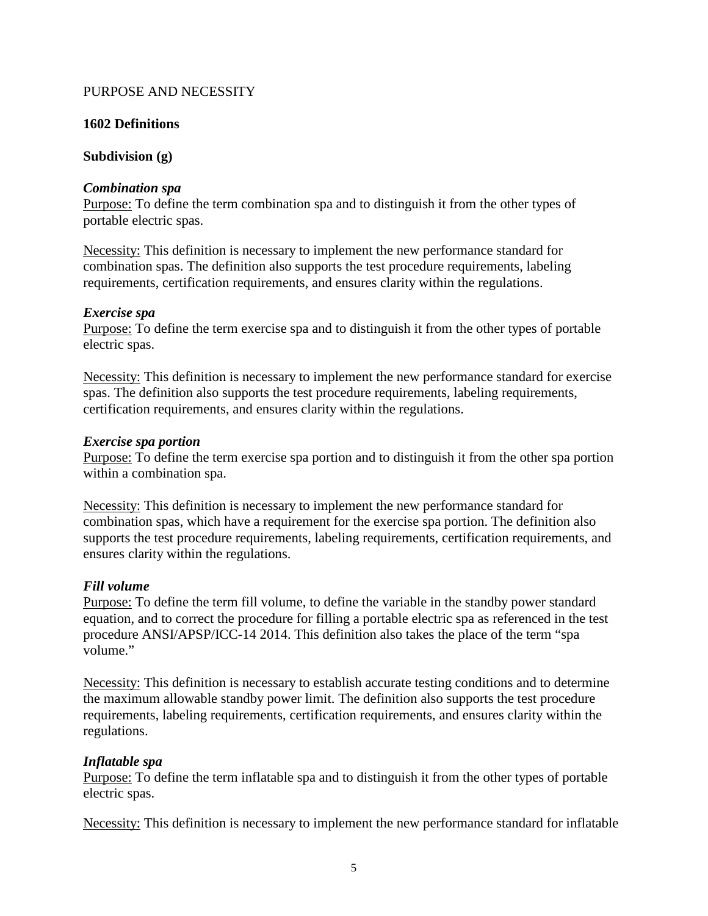PURPOSE AND NECESSITY

**1602 Definitions**

**Subdivision (g)**

***Combination spa***
Purpose: To define the term combination spa and to distinguish it from the other types of portable electric spas.

Necessity: This definition is necessary to implement the new performance standard for combination spas. The definition also supports the test procedure requirements, labeling requirements, certification requirements, and ensures clarity within the regulations.

***Exercise spa***
Purpose: To define the term exercise spa and to distinguish it from the other types of portable electric spas.

Necessity: This definition is necessary to implement the new performance standard for exercise spas. The definition also supports the test procedure requirements, labeling requirements, certification requirements, and ensures clarity within the regulations.

***Exercise spa portion***
Purpose: To define the term exercise spa portion and to distinguish it from the other spa portion within a combination spa.

Necessity: This definition is necessary to implement the new performance standard for combination spas, which have a requirement for the exercise spa portion. The definition also supports the test procedure requirements, labeling requirements, certification requirements, and ensures clarity within the regulations.

***Fill volume***
Purpose: To define the term fill volume, to define the variable in the standby power standard equation, and to correct the procedure for filling a portable electric spa as referenced in the test procedure ANSI/APSP/ICC-14 2014. This definition also takes the place of the term "spa volume."

Necessity: This definition is necessary to establish accurate testing conditions and to determine the maximum allowable standby power limit. The definition also supports the test procedure requirements, labeling requirements, certification requirements, and ensures clarity within the regulations.

***Inflatable spa***
Purpose: To define the term inflatable spa and to distinguish it from the other types of portable electric spas.

Necessity: This definition is necessary to implement the new performance standard for inflatable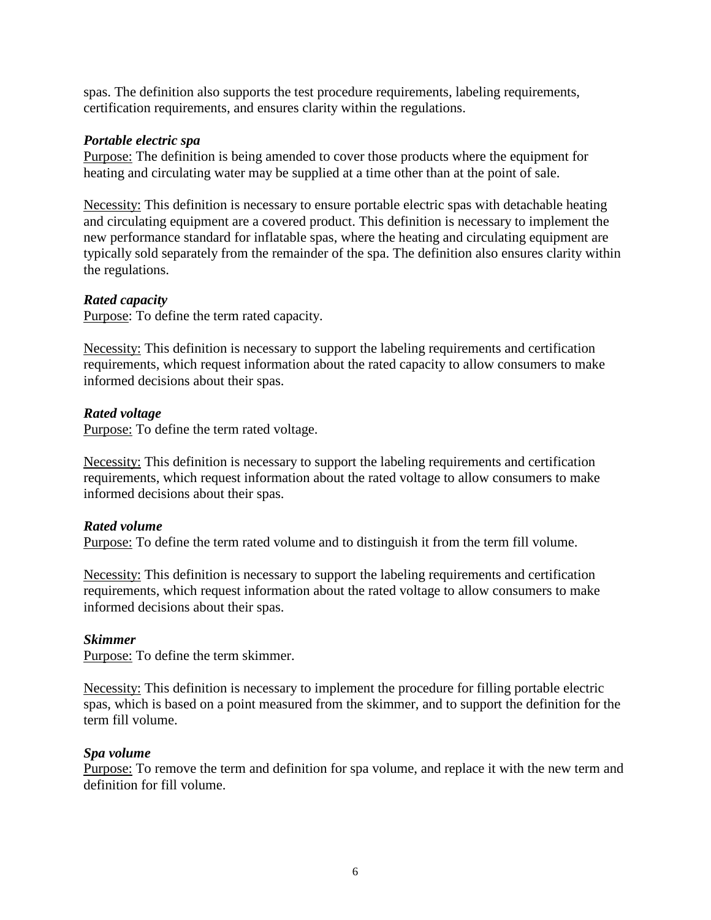spas. The definition also supports the test procedure requirements, labeling requirements, certification requirements, and ensures clarity within the regulations.

***Portable electric spa***

Purpose: The definition is being amended to cover those products where the equipment for heating and circulating water may be supplied at a time other than at the point of sale.

Necessity: This definition is necessary to ensure portable electric spas with detachable heating and circulating equipment are a covered product. This definition is necessary to implement the new performance standard for inflatable spas, where the heating and circulating equipment are typically sold separately from the remainder of the spa. The definition also ensures clarity within the regulations.

***Rated capacity***

Purpose: To define the term rated capacity.

Necessity: This definition is necessary to support the labeling requirements and certification requirements, which request information about the rated capacity to allow consumers to make informed decisions about their spas.

***Rated voltage***

Purpose: To define the term rated voltage.

Necessity: This definition is necessary to support the labeling requirements and certification requirements, which request information about the rated voltage to allow consumers to make informed decisions about their spas.

***Rated volume***

Purpose: To define the term rated volume and to distinguish it from the term fill volume.

Necessity: This definition is necessary to support the labeling requirements and certification requirements, which request information about the rated voltage to allow consumers to make informed decisions about their spas.

***Skimmer***

Purpose: To define the term skimmer.

Necessity: This definition is necessary to implement the procedure for filling portable electric spas, which is based on a point measured from the skimmer, and to support the definition for the term fill volume.

***Spa volume***

Purpose: To remove the term and definition for spa volume, and replace it with the new term and definition for fill volume.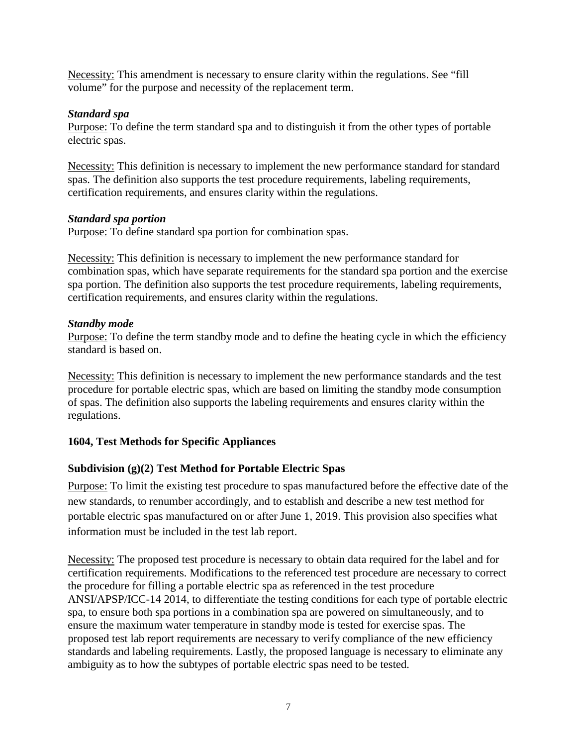Necessity: This amendment is necessary to ensure clarity within the regulations. See "fill volume" for the purpose and necessity of the replacement term.

***Standard spa***

Purpose: To define the term standard spa and to distinguish it from the other types of portable electric spas.

Necessity: This definition is necessary to implement the new performance standard for standard spas. The definition also supports the test procedure requirements, labeling requirements, certification requirements, and ensures clarity within the regulations.

***Standard spa portion***

Purpose: To define standard spa portion for combination spas.

Necessity: This definition is necessary to implement the new performance standard for combination spas, which have separate requirements for the standard spa portion and the exercise spa portion. The definition also supports the test procedure requirements, labeling requirements, certification requirements, and ensures clarity within the regulations.

***Standby mode***

Purpose: To define the term standby mode and to define the heating cycle in which the efficiency standard is based on.

Necessity: This definition is necessary to implement the new performance standards and the test procedure for portable electric spas, which are based on limiting the standby mode consumption of spas. The definition also supports the labeling requirements and ensures clarity within the regulations.

## 1604, Test Methods for Specific Appliances

### Subdivision (g)(2) Test Method for Portable Electric Spas

Purpose: To limit the existing test procedure to spas manufactured before the effective date of the new standards, to renumber accordingly, and to establish and describe a new test method for portable electric spas manufactured on or after June 1, 2019. This provision also specifies what information must be included in the test lab report.

Necessity: The proposed test procedure is necessary to obtain data required for the label and for certification requirements. Modifications to the referenced test procedure are necessary to correct the procedure for filling a portable electric spa as referenced in the test procedure ANSI/APSP/ICC-14 2014, to differentiate the testing conditions for each type of portable electric spa, to ensure both spa portions in a combination spa are powered on simultaneously, and to ensure the maximum water temperature in standby mode is tested for exercise spas. The proposed test lab report requirements are necessary to verify compliance of the new efficiency standards and labeling requirements. Lastly, the proposed language is necessary to eliminate any ambiguity as to how the subtypes of portable electric spas need to be tested.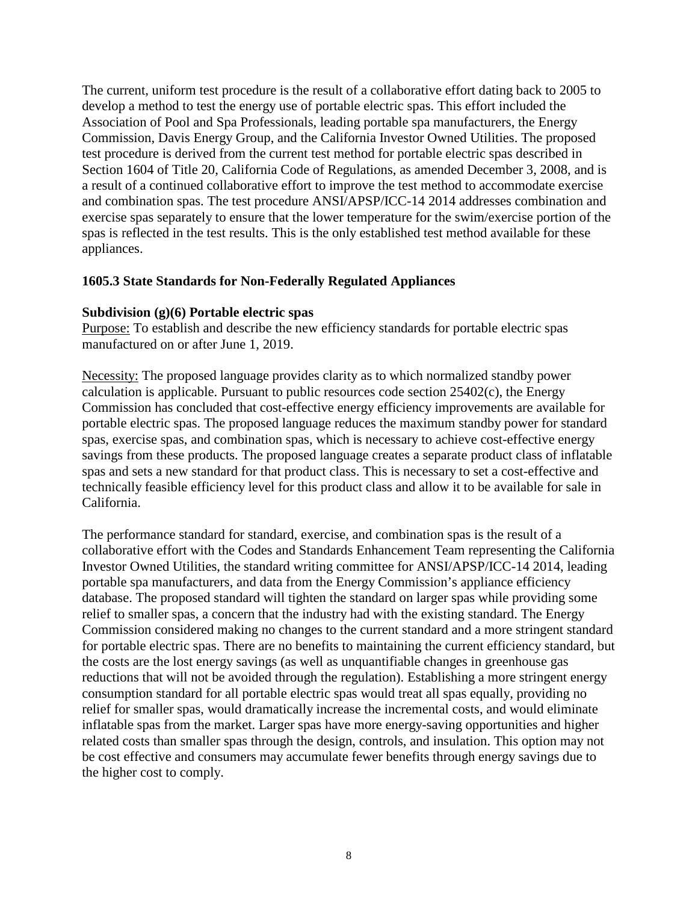The current, uniform test procedure is the result of a collaborative effort dating back to 2005 to develop a method to test the energy use of portable electric spas. This effort included the Association of Pool and Spa Professionals, leading portable spa manufacturers, the Energy Commission, Davis Energy Group, and the California Investor Owned Utilities. The proposed test procedure is derived from the current test method for portable electric spas described in Section 1604 of Title 20, California Code of Regulations, as amended December 3, 2008, and is a result of a continued collaborative effort to improve the test method to accommodate exercise and combination spas. The test procedure ANSI/APSP/ICC-14 2014 addresses combination and exercise spas separately to ensure that the lower temperature for the swim/exercise portion of the spas is reflected in the test results. This is the only established test method available for these appliances.

### 1605.3 State Standards for Non-Federally Regulated Appliances

**Subdivision (g)(6) Portable electric spas**

Purpose: To establish and describe the new efficiency standards for portable electric spas manufactured on or after June 1, 2019.

Necessity: The proposed language provides clarity as to which normalized standby power calculation is applicable. Pursuant to public resources code section 25402(c), the Energy Commission has concluded that cost-effective energy efficiency improvements are available for portable electric spas. The proposed language reduces the maximum standby power for standard spas, exercise spas, and combination spas, which is necessary to achieve cost-effective energy savings from these products. The proposed language creates a separate product class of inflatable spas and sets a new standard for that product class. This is necessary to set a cost-effective and technically feasible efficiency level for this product class and allow it to be available for sale in California.

The performance standard for standard, exercise, and combination spas is the result of a collaborative effort with the Codes and Standards Enhancement Team representing the California Investor Owned Utilities, the standard writing committee for ANSI/APSP/ICC-14 2014, leading portable spa manufacturers, and data from the Energy Commission's appliance efficiency database. The proposed standard will tighten the standard on larger spas while providing some relief to smaller spas, a concern that the industry had with the existing standard. The Energy Commission considered making no changes to the current standard and a more stringent standard for portable electric spas. There are no benefits to maintaining the current efficiency standard, but the costs are the lost energy savings (as well as unquantifiable changes in greenhouse gas reductions that will not be avoided through the regulation). Establishing a more stringent energy consumption standard for all portable electric spas would treat all spas equally, providing no relief for smaller spas, would dramatically increase the incremental costs, and would eliminate inflatable spas from the market. Larger spas have more energy-saving opportunities and higher related costs than smaller spas through the design, controls, and insulation. This option may not be cost effective and consumers may accumulate fewer benefits through energy savings due to the higher cost to comply.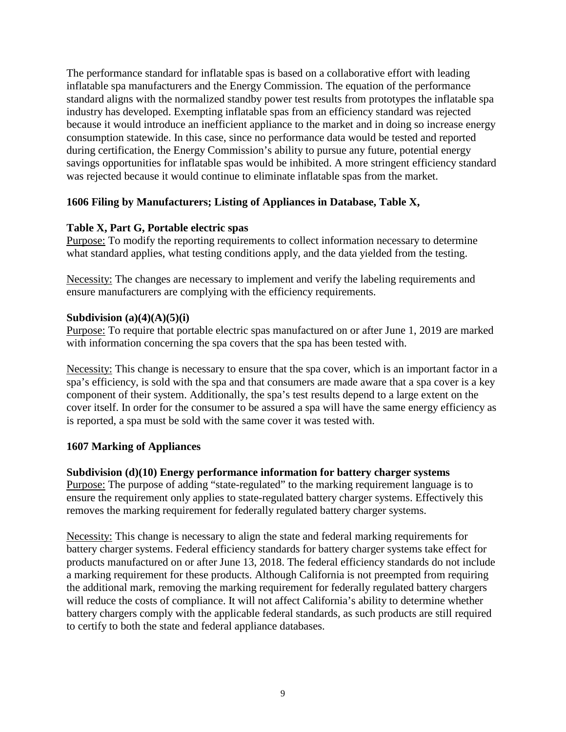The performance standard for inflatable spas is based on a collaborative effort with leading inflatable spa manufacturers and the Energy Commission. The equation of the performance standard aligns with the normalized standby power test results from prototypes the inflatable spa industry has developed. Exempting inflatable spas from an efficiency standard was rejected because it would introduce an inefficient appliance to the market and in doing so increase energy consumption statewide. In this case, since no performance data would be tested and reported during certification, the Energy Commission's ability to pursue any future, potential energy savings opportunities for inflatable spas would be inhibited. A more stringent efficiency standard was rejected because it would continue to eliminate inflatable spas from the market.

**1606 Filing by Manufacturers; Listing of Appliances in Database, Table X,**

**Table X, Part G, Portable electric spas**

Purpose: To modify the reporting requirements to collect information necessary to determine what standard applies, what testing conditions apply, and the data yielded from the testing.

Necessity: The changes are necessary to implement and verify the labeling requirements and ensure manufacturers are complying with the efficiency requirements.

**Subdivision (a)(4)(A)(5)(i)**

Purpose: To require that portable electric spas manufactured on or after June 1, 2019 are marked with information concerning the spa covers that the spa has been tested with.

Necessity: This change is necessary to ensure that the spa cover, which is an important factor in a spa's efficiency, is sold with the spa and that consumers are made aware that a spa cover is a key component of their system. Additionally, the spa's test results depend to a large extent on the cover itself. In order for the consumer to be assured a spa will have the same energy efficiency as is reported, a spa must be sold with the same cover it was tested with.

**1607 Marking of Appliances**

**Subdivision (d)(10) Energy performance information for battery charger systems**

Purpose: The purpose of adding "state-regulated" to the marking requirement language is to ensure the requirement only applies to state-regulated battery charger systems. Effectively this removes the marking requirement for federally regulated battery charger systems.

Necessity: This change is necessary to align the state and federal marking requirements for battery charger systems. Federal efficiency standards for battery charger systems take effect for products manufactured on or after June 13, 2018. The federal efficiency standards do not include a marking requirement for these products. Although California is not preempted from requiring the additional mark, removing the marking requirement for federally regulated battery chargers will reduce the costs of compliance. It will not affect California's ability to determine whether battery chargers comply with the applicable federal standards, as such products are still required to certify to both the state and federal appliance databases.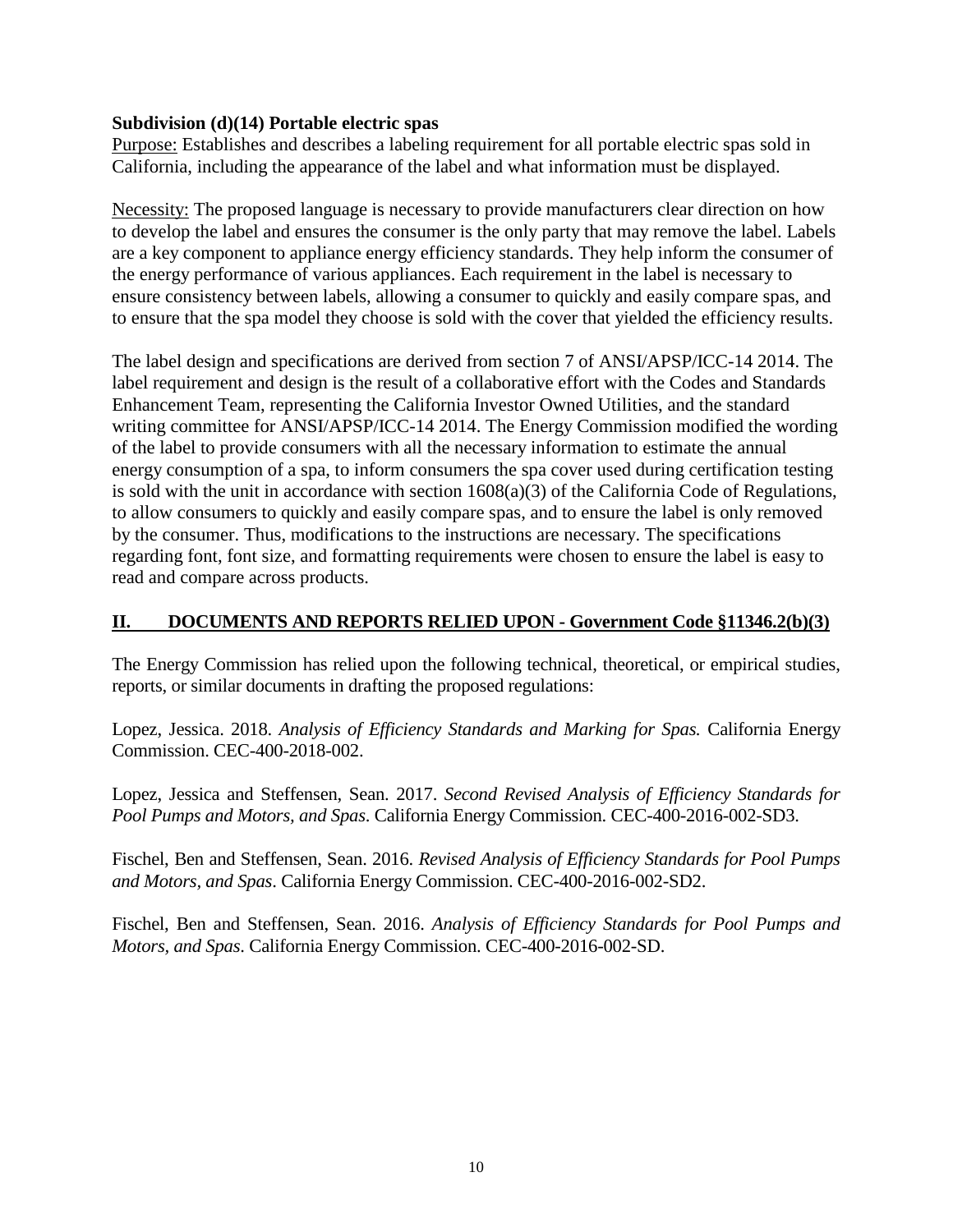**Subdivision (d)(14) Portable electric spas**

Purpose: Establishes and describes a labeling requirement for all portable electric spas sold in California, including the appearance of the label and what information must be displayed.

Necessity: The proposed language is necessary to provide manufacturers clear direction on how to develop the label and ensures the consumer is the only party that may remove the label. Labels are a key component to appliance energy efficiency standards. They help inform the consumer of the energy performance of various appliances. Each requirement in the label is necessary to ensure consistency between labels, allowing a consumer to quickly and easily compare spas, and to ensure that the spa model they choose is sold with the cover that yielded the efficiency results.

The label design and specifications are derived from section 7 of ANSI/APSP/ICC-14 2014. The label requirement and design is the result of a collaborative effort with the Codes and Standards Enhancement Team, representing the California Investor Owned Utilities, and the standard writing committee for ANSI/APSP/ICC-14 2014. The Energy Commission modified the wording of the label to provide consumers with all the necessary information to estimate the annual energy consumption of a spa, to inform consumers the spa cover used during certification testing is sold with the unit in accordance with section 1608(a)(3) of the California Code of Regulations, to allow consumers to quickly and easily compare spas, and to ensure the label is only removed by the consumer. Thus, modifications to the instructions are necessary. The specifications regarding font, font size, and formatting requirements were chosen to ensure the label is easy to read and compare across products.

## II. DOCUMENTS AND REPORTS RELIED UPON - Government Code §11346.2(b)(3)

The Energy Commission has relied upon the following technical, theoretical, or empirical studies, reports, or similar documents in drafting the proposed regulations:

Lopez, Jessica. 2018. *Analysis of Efficiency Standards and Marking for Spas.* California Energy Commission. CEC-400-2018-002.

Lopez, Jessica and Steffensen, Sean. 2017. *Second Revised Analysis of Efficiency Standards for Pool Pumps and Motors, and Spas*. California Energy Commission. CEC-400-2016-002-SD3.

Fischel, Ben and Steffensen, Sean. 2016. *Revised Analysis of Efficiency Standards for Pool Pumps and Motors, and Spas*. California Energy Commission. CEC-400-2016-002-SD2.

Fischel, Ben and Steffensen, Sean. 2016. *Analysis of Efficiency Standards for Pool Pumps and Motors, and Spas*. California Energy Commission. CEC-400-2016-002-SD.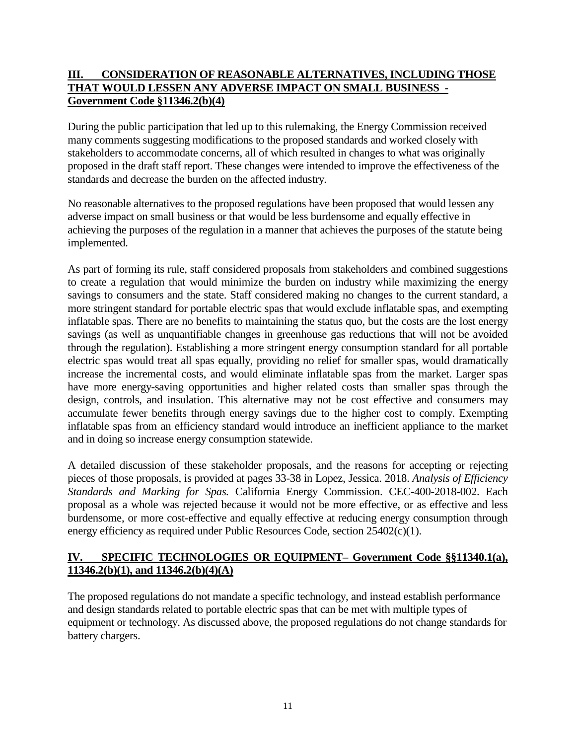## III. CONSIDERATION OF REASONABLE ALTERNATIVES, INCLUDING THOSE THAT WOULD LESSEN ANY ADVERSE IMPACT ON SMALL BUSINESS - Government Code §11346.2(b)(4)

During the public participation that led up to this rulemaking, the Energy Commission received many comments suggesting modifications to the proposed standards and worked closely with stakeholders to accommodate concerns, all of which resulted in changes to what was originally proposed in the draft staff report. These changes were intended to improve the effectiveness of the standards and decrease the burden on the affected industry.

No reasonable alternatives to the proposed regulations have been proposed that would lessen any adverse impact on small business or that would be less burdensome and equally effective in achieving the purposes of the regulation in a manner that achieves the purposes of the statute being implemented.

As part of forming its rule, staff considered proposals from stakeholders and combined suggestions to create a regulation that would minimize the burden on industry while maximizing the energy savings to consumers and the state. Staff considered making no changes to the current standard, a more stringent standard for portable electric spas that would exclude inflatable spas, and exempting inflatable spas. There are no benefits to maintaining the status quo, but the costs are the lost energy savings (as well as unquantifiable changes in greenhouse gas reductions that will not be avoided through the regulation). Establishing a more stringent energy consumption standard for all portable electric spas would treat all spas equally, providing no relief for smaller spas, would dramatically increase the incremental costs, and would eliminate inflatable spas from the market. Larger spas have more energy-saving opportunities and higher related costs than smaller spas through the design, controls, and insulation. This alternative may not be cost effective and consumers may accumulate fewer benefits through energy savings due to the higher cost to comply. Exempting inflatable spas from an efficiency standard would introduce an inefficient appliance to the market and in doing so increase energy consumption statewide.

A detailed discussion of these stakeholder proposals, and the reasons for accepting or rejecting pieces of those proposals, is provided at pages 33-38 in Lopez, Jessica. 2018. *Analysis of Efficiency Standards and Marking for Spas.* California Energy Commission. CEC-400-2018-002. Each proposal as a whole was rejected because it would not be more effective, or as effective and less burdensome, or more cost-effective and equally effective at reducing energy consumption through energy efficiency as required under Public Resources Code, section 25402(c)(1).

## IV. SPECIFIC TECHNOLOGIES OR EQUIPMENT– Government Code §§11340.1(a), 11346.2(b)(1), and 11346.2(b)(4)(A)

The proposed regulations do not mandate a specific technology, and instead establish performance and design standards related to portable electric spas that can be met with multiple types of equipment or technology. As discussed above, the proposed regulations do not change standards for battery chargers.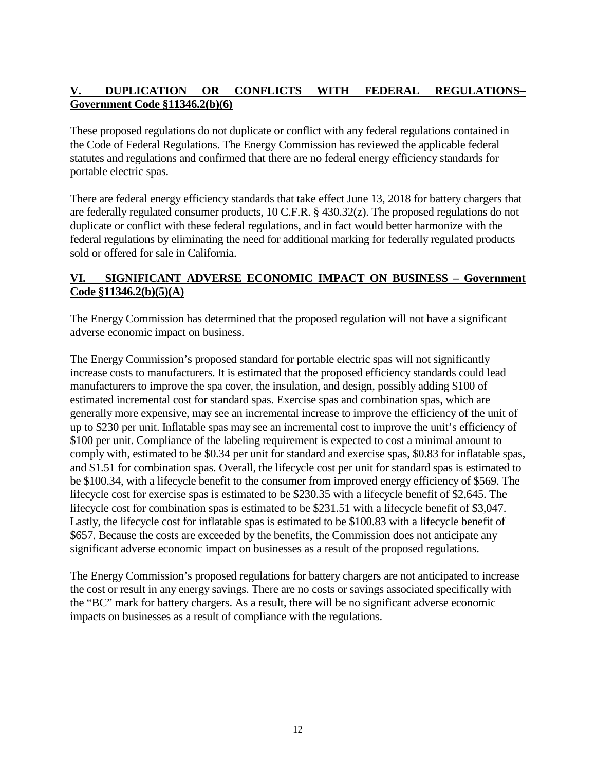## **V. DUPLICATION OR CONFLICTS WITH FEDERAL REGULATIONS– Government Code §11346.2(b)(6)**

These proposed regulations do not duplicate or conflict with any federal regulations contained in the Code of Federal Regulations. The Energy Commission has reviewed the applicable federal statutes and regulations and confirmed that there are no federal energy efficiency standards for portable electric spas.

There are federal energy efficiency standards that take effect June 13, 2018 for battery chargers that are federally regulated consumer products, 10 C.F.R. § 430.32(z). The proposed regulations do not duplicate or conflict with these federal regulations, and in fact would better harmonize with the federal regulations by eliminating the need for additional marking for federally regulated products sold or offered for sale in California.

## **VI. SIGNIFICANT ADVERSE ECONOMIC IMPACT ON BUSINESS – Government Code §11346.2(b)(5)(A)**

The Energy Commission has determined that the proposed regulation will not have a significant adverse economic impact on business.

The Energy Commission's proposed standard for portable electric spas will not significantly increase costs to manufacturers. It is estimated that the proposed efficiency standards could lead manufacturers to improve the spa cover, the insulation, and design, possibly adding $100 of estimated incremental cost for standard spas. Exercise spas and combination spas, which are generally more expensive, may see an incremental increase to improve the efficiency of the unit of up to $230 per unit. Inflatable spas may see an incremental cost to improve the unit's efficiency of $100 per unit. Compliance of the labeling requirement is expected to cost a minimal amount to comply with, estimated to be $0.34 per unit for standard and exercise spas, $0.83 for inflatable spas, and $1.51 for combination spas. Overall, the lifecycle cost per unit for standard spas is estimated to be $100.34, with a lifecycle benefit to the consumer from improved energy efficiency of $569. The lifecycle cost for exercise spas is estimated to be $230.35 with a lifecycle benefit of $2,645. The lifecycle cost for combination spas is estimated to be $231.51 with a lifecycle benefit of $3,047. Lastly, the lifecycle cost for inflatable spas is estimated to be $100.83 with a lifecycle benefit of $657. Because the costs are exceeded by the benefits, the Commission does not anticipate any significant adverse economic impact on businesses as a result of the proposed regulations.

The Energy Commission's proposed regulations for battery chargers are not anticipated to increase the cost or result in any energy savings. There are no costs or savings associated specifically with the "BC" mark for battery chargers. As a result, there will be no significant adverse economic impacts on businesses as a result of compliance with the regulations.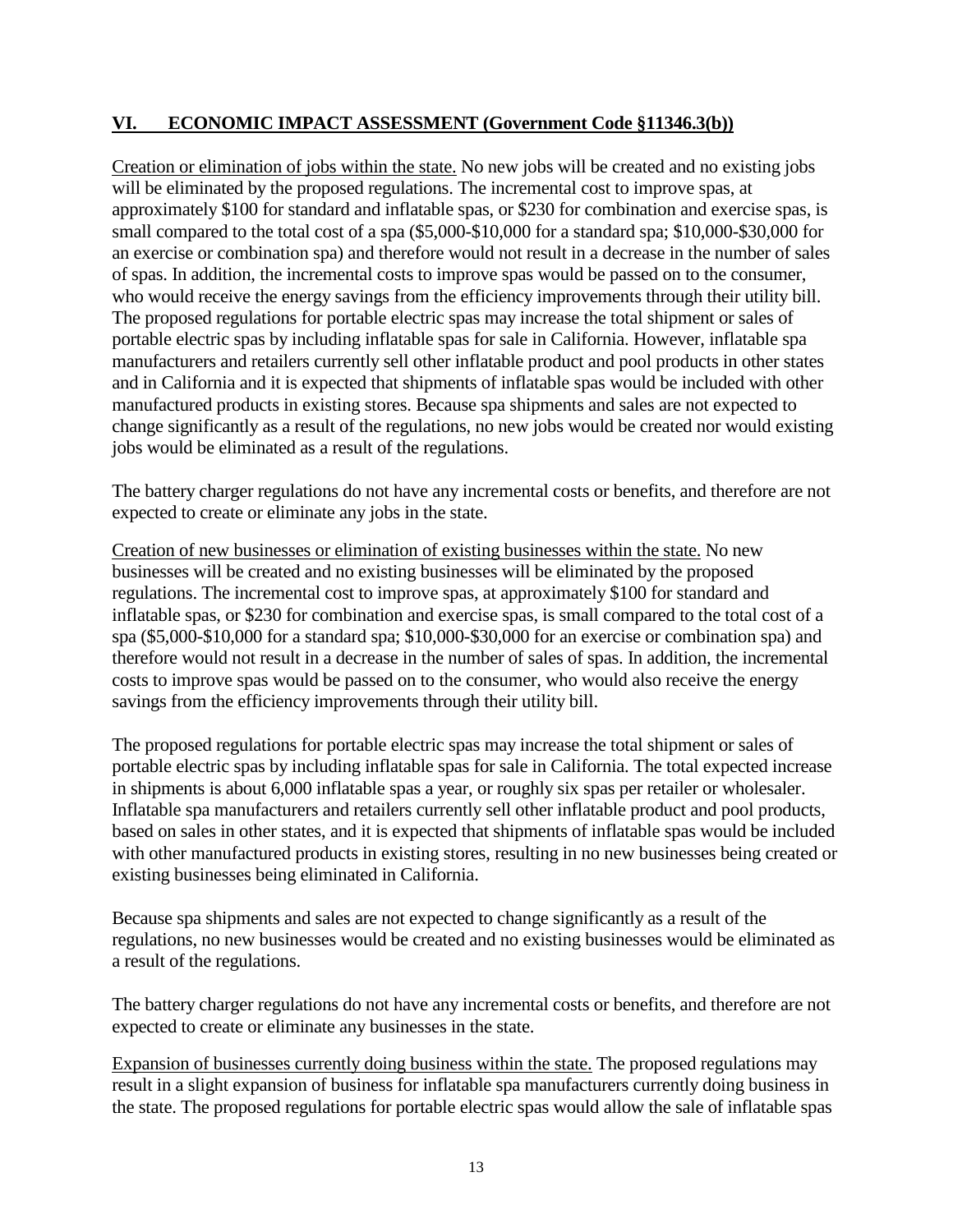## VI. ECONOMIC IMPACT ASSESSMENT (Government Code §11346.3(b))

Creation or elimination of jobs within the state. No new jobs will be created and no existing jobs will be eliminated by the proposed regulations. The incremental cost to improve spas, at approximately \$100 for standard and inflatable spas, or \$230 for combination and exercise spas, is small compared to the total cost of a spa (\$5,000-\$10,000 for a standard spa; \$10,000-\$30,000 for an exercise or combination spa) and therefore would not result in a decrease in the number of sales of spas. In addition, the incremental costs to improve spas would be passed on to the consumer, who would receive the energy savings from the efficiency improvements through their utility bill. The proposed regulations for portable electric spas may increase the total shipment or sales of portable electric spas by including inflatable spas for sale in California. However, inflatable spa manufacturers and retailers currently sell other inflatable product and pool products in other states and in California and it is expected that shipments of inflatable spas would be included with other manufactured products in existing stores. Because spa shipments and sales are not expected to change significantly as a result of the regulations, no new jobs would be created nor would existing jobs would be eliminated as a result of the regulations.

The battery charger regulations do not have any incremental costs or benefits, and therefore are not expected to create or eliminate any jobs in the state.

Creation of new businesses or elimination of existing businesses within the state. No new businesses will be created and no existing businesses will be eliminated by the proposed regulations. The incremental cost to improve spas, at approximately \$100 for standard and inflatable spas, or \$230 for combination and exercise spas, is small compared to the total cost of a spa (\$5,000-\$10,000 for a standard spa; \$10,000-\$30,000 for an exercise or combination spa) and therefore would not result in a decrease in the number of sales of spas. In addition, the incremental costs to improve spas would be passed on to the consumer, who would also receive the energy savings from the efficiency improvements through their utility bill.

The proposed regulations for portable electric spas may increase the total shipment or sales of portable electric spas by including inflatable spas for sale in California. The total expected increase in shipments is about 6,000 inflatable spas a year, or roughly six spas per retailer or wholesaler. Inflatable spa manufacturers and retailers currently sell other inflatable product and pool products, based on sales in other states, and it is expected that shipments of inflatable spas would be included with other manufactured products in existing stores, resulting in no new businesses being created or existing businesses being eliminated in California.

Because spa shipments and sales are not expected to change significantly as a result of the regulations, no new businesses would be created and no existing businesses would be eliminated as a result of the regulations.

The battery charger regulations do not have any incremental costs or benefits, and therefore are not expected to create or eliminate any businesses in the state.

Expansion of businesses currently doing business within the state. The proposed regulations may result in a slight expansion of business for inflatable spa manufacturers currently doing business in the state. The proposed regulations for portable electric spas would allow the sale of inflatable spas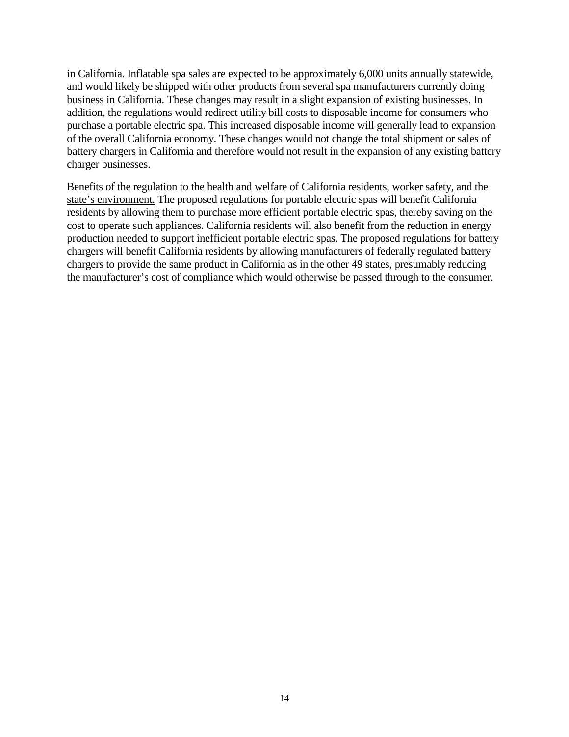in California. Inflatable spa sales are expected to be approximately 6,000 units annually statewide, and would likely be shipped with other products from several spa manufacturers currently doing business in California. These changes may result in a slight expansion of existing businesses. In addition, the regulations would redirect utility bill costs to disposable income for consumers who purchase a portable electric spa. This increased disposable income will generally lead to expansion of the overall California economy. These changes would not change the total shipment or sales of battery chargers in California and therefore would not result in the expansion of any existing battery charger businesses.

<u>Benefits of the regulation to the health and welfare of California residents, worker safety, and the state's environment.</u> The proposed regulations for portable electric spas will benefit California residents by allowing them to purchase more efficient portable electric spas, thereby saving on the cost to operate such appliances. California residents will also benefit from the reduction in energy production needed to support inefficient portable electric spas. The proposed regulations for battery chargers will benefit California residents by allowing manufacturers of federally regulated battery chargers to provide the same product in California as in the other 49 states, presumably reducing the manufacturer's cost of compliance which would otherwise be passed through to the consumer.